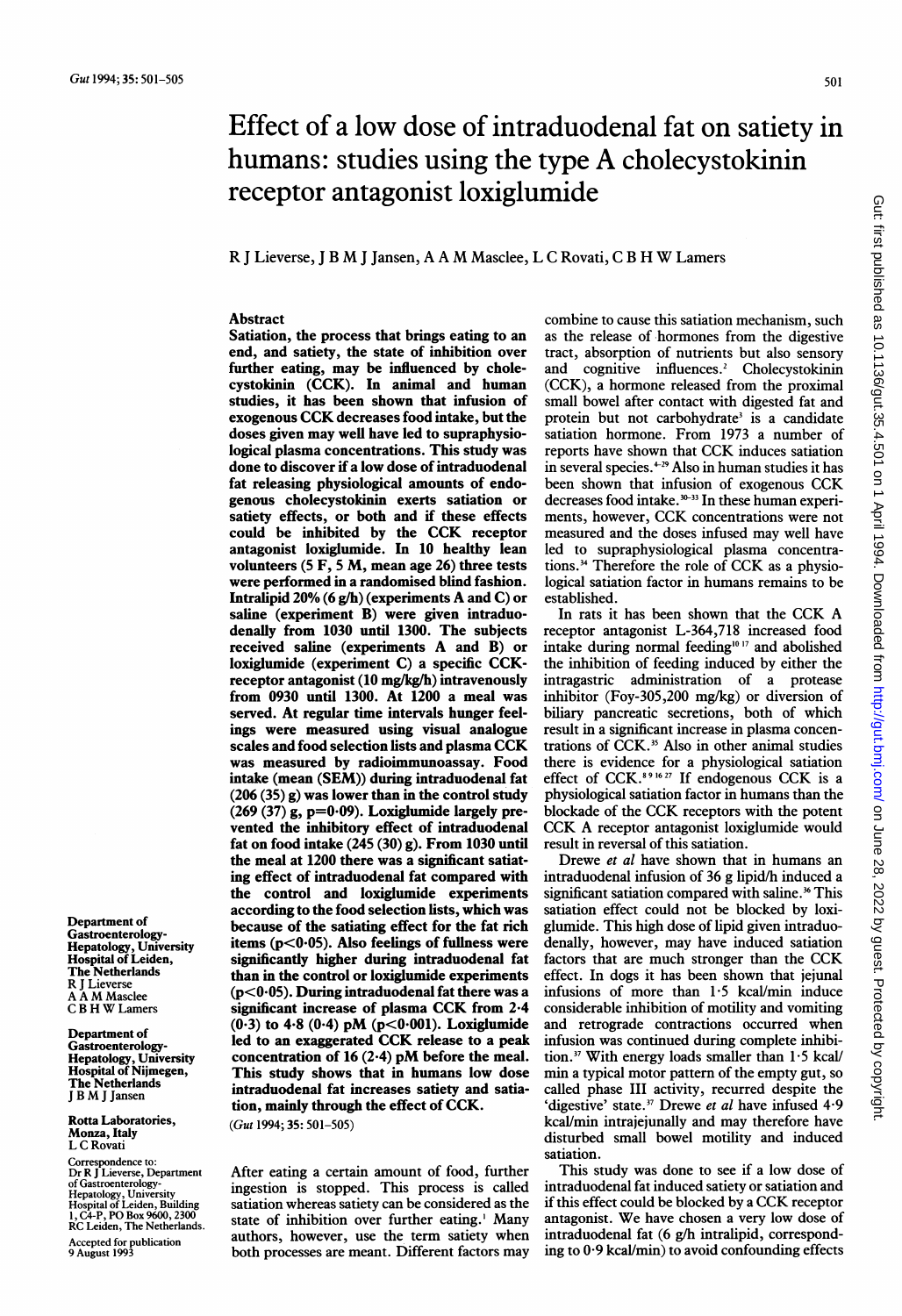# Effect of a low dose of intraduodenal fat on satiety in humans: studies using the type A cholecystokinin receptor antagonist loxiglumide

R J Lieverse, J B M J Jansen, A A M Masclee, L C Rovati, C B H W Lamers

## Abstract

**Satiation, the process that brings eating to an end, and satiety, the state of inhibition over further eating, may be influenced by cholecystokinin (CCK). In animal and human studies, it has been shown that infusion of exogenous CCK decreases food intake, but the doses given may well have led to supraphysiological plasma concentrations. This study was done to discover if a low dose of intraduodenal fat releasing physiological amounts of endogenous cholecystokinin exerts satiation or satiety effects, or both and if these effects could be inhibited by the CCK receptor antagonist loxiglumide. In 10 healthy lean volunteers (5 F, 5 M, mean age 26) three tests were performed in a randomised blind fashion. Intralipid 20% (6 g/h) (experiments A and C) or saline (experiment B) were given intraduodenally from 1030 until 1300. The subjects received saline (experiments A and B) or loxiglumide (experiment C) a specific CCK-receptor antagonist (10 mg/kg/h) intravenously from 0930 until 1300. At 1200 a meal was served. At regular time intervals hunger feelings were measured using visual analogue scales and food selection lists and plasma CCK was measured by radioimmunoassay. Food intake (mean (SEM)) during intraduodenal fat (206 (35) g) was lower than in the control study (269 (37) g, $p=0.09$). Loxiglumide largely prevented the inhibitory effect of intraduodenal fat on food intake (245 (30) g). From 1030 until the meal at 1200 there was a significant satiating effect of intraduodenal fat compared with the control and loxiglumide experiments according to the food selection lists, which was because of the satiating effect for the fat rich items ($p<0.05$). Also feelings of fullness were significantly higher during intraduodenal fat than in the control or loxiglumide experiments ($p<0.05$). During intraduodenal fat there was a significant increase of plasma CCK from 2.4 (0.3) to 4.8 (0.4) pM ($p<0.001$). Loxiglumide led to an exaggerated CCK release to a peak concentration of 16 (2.4) pM before the meal. This study shows that in humans low dose intraduodenal fat increases satiety and satiation, mainly through the effect of CCK.**

(*Gut* 1994; 35: 501–505)

After eating a certain amount of food, further ingestion is stopped. This process is called satiation whereas satiety can be considered as the state of inhibition over further eating.[1] Many authors, however, use the term satiety when both processes are meant. Different factors may combine to cause this satiation mechanism, such as the release of hormones from the digestive tract, absorption of nutrients but also sensory and cognitive influences.[2] Cholecystokinin (CCK), a hormone released from the proximal small bowel after contact with digested fat and protein but not carbohydrate[3] is a candidate satiation hormone. From 1973 a number of reports have shown that CCK induces satiation in several species.[4-29] Also in human studies it has been shown that infusion of exogenous CCK decreases food intake.[30-33] In these human experiments, however, CCK concentrations were not measured and the doses infused may well have led to supraphysiological plasma concentrations.[34] Therefore the role of CCK as a physiological satiation factor in humans remains to be established.

In rats it has been shown that the CCK A receptor antagonist L-364,718 increased food intake during normal feeding[10 17] and abolished the inhibition of feeding induced by either the intragastric administration of a protease inhibitor (Foy-305,200 mg/kg) or diversion of biliary pancreatic secretions, both of which result in a significant increase in plasma concentrations of CCK.[35] Also in other animal studies there is evidence for a physiological satiation effect of CCK.[8 9 16 27] If endogenous CCK is a physiological satiation factor in humans than the blockade of the CCK receptors with the potent CCK A receptor antagonist loxiglumide would result in reversal of this satiation.

Drewe *et al* have shown that in humans an intraduodenal infusion of 36 g lipid/h induced a significant satiation compared with saline.[36] This satiation effect could not be blocked by loxiglumide. This high dose of lipid given intraduodenally, however, may have induced satiation factors that are much stronger than the CCK effect. In dogs it has been shown that jejunal infusions of more than 1.5 kcal/min induce considerable inhibition of motility and vomiting and retrograde contractions occurred when infusion was continued during complete inhibition.[37] With energy loads smaller than 1.5 kcal/min a typical motor pattern of the empty gut, so called phase III activity, recurred despite the 'digestive' state.[37] Drewe *et al* have infused 4.9 kcal/min intrajejunally and may therefore have disturbed small bowel motility and induced satiation.

This study was done to see if a low dose of intraduodenal fat induced satiety or satiation and if this effect could be blocked by a CCK receptor antagonist. We have chosen a very low dose of intraduodenal fat (6 g/h intralipid, corresponding to 0.9 kcal/min) to avoid confounding effects

Department of Gastroenterology-Hepatology, University Hospital of Leiden, The Netherlands
R J Lieverse
A A M Masclee
C B H W Lamers

Department of Gastroenterology-Hepatology, University Hospital of Nijmegen, The Netherlands
J B M J Jansen

Rotta Laboratories, Monza, Italy
L C Rovati

Correspondence to: Dr R J Lieverse, Department of Gastroenterology-Hepatology, University Hospital of Leiden, Building 1, C4-P, PO Box 9600, 2300 RC Leiden, The Netherlands.

Accepted for publication 9 August 1993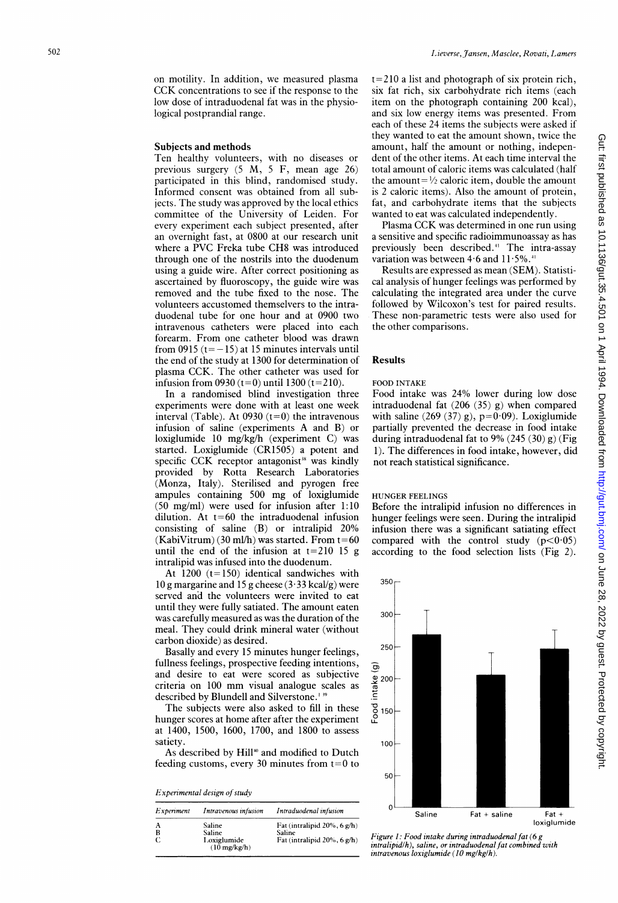on motility. In addition, we measured plasma CCK concentrations to see if the response to the low dose of intraduodenal fat was in the physiological postprandial range.

## Subjects and methods

Ten healthy volunteers, with no diseases or previous surgery (5 M, 5 F, mean age 26) participated in this blind, randomised study. Informed consent was obtained from all subjects. The study was approved by the local ethics committee of the University of Leiden. For every experiment each subject presented, after an overnight fast, at 0800 at our research unit where a PVC Freka tube CH8 was introduced through one of the nostrils into the duodenum using a guide wire. After correct positioning as ascertained by fluoroscopy, the guide wire was removed and the tube fixed to the nose. The volunteers accustomed themselves to the intraduodenal tube for one hour and at 0900 two intravenous catheters were placed into each forearm. From one catheter blood was drawn from 0915 (t=−15) at 15 minutes intervals until the end of the study at 1300 for determination of plasma CCK. The other catheter was used for infusion from 0930 (t=0) until 1300 (t=210).

In a randomised blind investigation three experiments were done with at least one week interval (Table). At 0930 (t=0) the intravenous infusion of saline (experiments A and B) or loxiglumide 10 mg/kg/h (experiment C) was started. Loxiglumide (CR1505) a potent and specific CCK receptor antagonist[38] was kindly provided by Rotta Research Laboratories (Monza, Italy). Sterilised and pyrogen free ampules containing 500 mg of loxiglumide (50 mg/ml) were used for infusion after 1:10 dilution. At t=60 the intraduodenal infusion consisting of saline (B) or intralipid 20% (KabiVitrum) (30 ml/h) was started. From t=60 until the end of the infusion at t=210 15 g intralipid was infused into the duodenum.

At 1200 (t=150) identical sandwiches with 10 g margarine and 15 g cheese (3·33 kcal/g) were served and the volunteers were invited to eat until they were fully satiated. The amount eaten was carefully measured as was the duration of the meal. They could drink mineral water (without carbon dioxide) as desired.

Basally and every 15 minutes hunger feelings, fullness feelings, prospective feeding intentions, and desire to eat were scored as subjective criteria on 100 mm visual analogue scales as described by Blundell and Silverstone.[1 39]

The subjects were also asked to fill in these hunger scores at home after after the experiment at 1400, 1500, 1600, 1700, and 1800 to assess satiety.

As described by Hill[40] and modified to Dutch feeding customs, every 30 minutes from t=0 to t=210 a list and photograph of six protein rich, six fat rich, six carbohydrate rich items (each item on the photograph containing 200 kcal), and six low energy items was presented. From each of these 24 items the subjects were asked if they wanted to eat the amount shown, twice the amount, half the amount or nothing, independent of the other items. At each time interval the total amount of caloric items was calculated (half the amount=½ caloric item, double the amount is 2 caloric items). Also the amount of protein, fat, and carbohydrate items that the subjects wanted to eat was calculated independently.

Plasma CCK was determined in one run using a sensitive and specific radioimmunoassay as has previously been described.[41] The intra-assay variation was between 4·6 and 11·5%.[41]

Results are expressed as mean (SEM). Statistical analysis of hunger feelings was performed by calculating the integrated area under the curve followed by Wilcoxon's test for paired results. These non-parametric tests were also used for the other comparisons.

*Experimental design of study*

| Experiment | Intravenous infusion | Intraduodenal infusion |
|---|---|---|
| A | Saline | Fat (intralipid 20%, 6 g/h) |
| B | Saline | Saline |
| C | Loxiglumide (10 mg/kg/h) | Fat (intralipid 20%, 6 g/h) |

## Results

### FOOD INTAKE

Food intake was 24% lower during low dose intraduodenal fat (206 (35) g) when compared with saline (269 (37) g), p=0·09). Loxiglumide partially prevented the decrease in food intake during intraduodenal fat to 9% (245 (30) g) (Fig 1). The differences in food intake, however, did not reach statistical significance.

### HUNGER FEELINGS

Before the intralipid infusion no differences in hunger feelings were seen. During the intralipid infusion there was a significant satiating effect compared with the control study ($p<0·05$) according to the food selection lists (Fig 2).

Figure 1: Food intake during intraduodenal fat (6 g intralipid/h), saline, or intraduodenal fat combined with intravenous loxiglumide (10 mg/kg/h).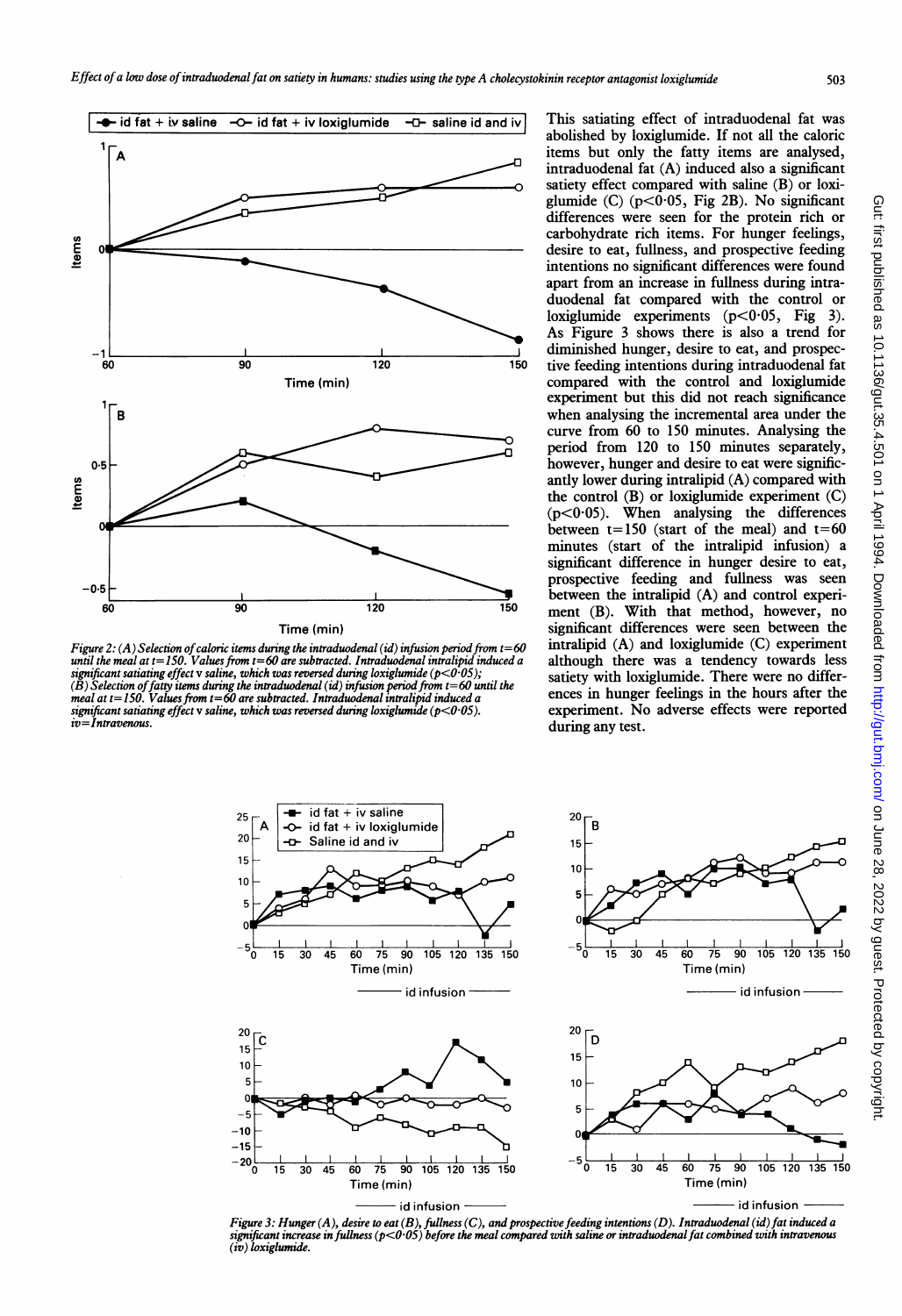Figure 2: (A) Selection of caloric items during the intraduodenal (id) infusion period from t=60 until the meal at t=150. Values from t=60 are subtracted. Intraduodenal intralipid induced a significant satiating effect v saline, which was reversed during loxiglumide ($p<0.05$); (B) Selection of fatty items during the intraduodenal (id) infusion period from t=60 until the meal at t=150. Values from t=60 are subtracted. Intraduodenal intralipid induced a significant satiating effect v saline, which was reversed during loxiglumide ($p<0.05$). iv=Intravenous.

This satiating effect of intraduodenal fat was abolished by loxiglumide. If not all the caloric items but only the fatty items are analysed, intraduodenal fat (A) induced also a significant satiety effect compared with saline (B) or loxiglumide (C) ($p<0.05$, Fig 2B). No significant differences were seen for the protein rich or carbohydrate rich items. For hunger feelings, desire to eat, fullness, and prospective feeding intentions no significant differences were found apart from an increase in fullness during intraduodenal fat compared with the control or loxiglumide experiments ($p<0.05$, Fig 3). As Figure 3 shows there is also a trend for diminished hunger, desire to eat, and prospective feeding intentions during intraduodenal fat compared with the control and loxiglumide experiment but this did not reach significance when analysing the incremental area under the curve from 60 to 150 minutes. Analysing the period from 120 to 150 minutes separately, however, hunger and desire to eat were significantly lower during intralipid (A) compared with the control (B) or loxiglumide experiment (C) ($p<0.05$). When analysing the differences between t=150 (start of the meal) and t=60 minutes (start of the intralipid infusion) a significant difference in hunger desire to eat, prospective feeding and fullness was seen between the intralipid (A) and control experiment (B). With that method, however, no significant differences were seen between the intralipid (A) and loxiglumide (C) experiment although there was a tendency towards less satiety with loxiglumide. There were no differences in hunger feelings in the hours after the experiment. No adverse effects were reported during any test.

Figure 3: Hunger (A), desire to eat (B), fullness (C), and prospective feeding intentions (D). Intraduodenal (id) fat induced a significant increase in fullness ($p<0.05$) before the meal compared with saline or intraduodenal fat combined with intravenous (iv) loxiglumide.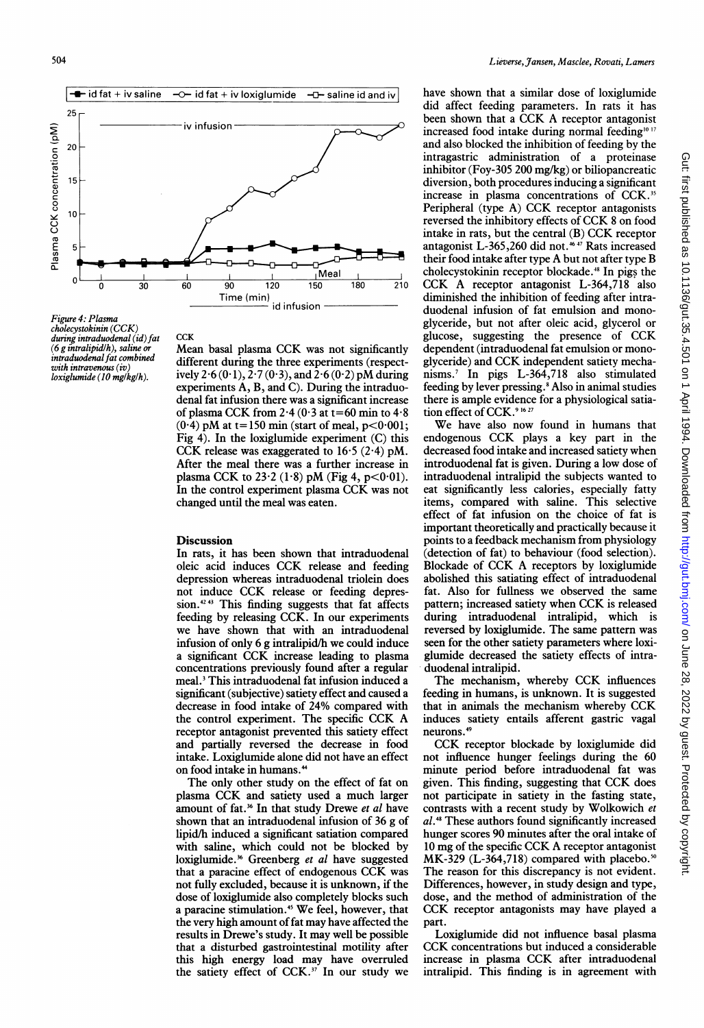Figure 4: Plasma cholecystokinin (CCK) during intraduodenal (id) fat (6 g intralipid/h), saline or intraduodenal fat combined with intravenous (iv) loxiglumide (10 mg/kg/h).

### CCK

Mean basal plasma CCK was not significantly different during the three experiments (respectively 2·6 (0·1), 2·7 (0·3), and 2·6 (0·2) pM during experiments A, B, and C). During the intraduodenal fat infusion there was a significant increase of plasma CCK from 2·4 (0·3 at t=60 min to 4·8 (0·4) pM at t=150 min (start of meal, $p<0.001$; Fig 4). In the loxiglumide experiment (C) this CCK release was exaggerated to 16·5 (2·4) pM. After the meal there was a further increase in plasma CCK to 23·2 (1·8) pM (Fig 4, $p<0.01$). In the control experiment plasma CCK was not changed until the meal was eaten.

## Discussion

In rats, it has been shown that intraduodenal oleic acid induces CCK release and feeding depression whereas intraduodenal triolein does not induce CCK release or feeding depression.[42 43] This finding suggests that fat affects feeding by releasing CCK. In our experiments we have shown that with an intraduodenal infusion of only 6 g intralipid/h we could induce a significant CCK increase leading to plasma concentrations previously found after a regular meal.[3] This intraduodenal fat infusion induced a significant (subjective) satiety effect and caused a decrease in food intake of 24% compared with the control experiment. The specific CCK A receptor antagonist prevented this satiety effect and partially reversed the decrease in food intake. Loxiglumide alone did not have an effect on food intake in humans.[44]

The only other study on the effect of fat on plasma CCK and satiety used a much larger amount of fat.[36] In that study Drewe *et al* have shown that an intraduodenal infusion of 36 g of lipid/h induced a significant satiation compared with saline, which could not be blocked by loxiglumide.[36] Greenberg *et al* have suggested that a paracine effect of endogenous CCK was not fully excluded, because it is unknown, if the dose of loxiglumide also completely blocks such a paracine stimulation.[45] We feel, however, that the very high amount of fat may have affected the results in Drewe's study. It may well be possible that a disturbed gastrointestinal motility after this high energy load may have overruled the satiety effect of CCK.[37] In our study we have shown that a similar dose of loxiglumide did affect feeding parameters. In rats it has been shown that a CCK A receptor antagonist increased food intake during normal feeding[10 17] and also blocked the inhibition of feeding by the intragastric administration of a proteinase inhibitor (Foy-305 200 mg/kg) or biliopancreatic diversion, both procedures inducing a significant increase in plasma concentrations of CCK.[35] Peripheral (type A) CCK receptor antagonists reversed the inhibitory effects of CCK 8 on food intake in rats, but the central (B) CCK receptor antagonist L-365,260 did not.[46 47] Rats increased their food intake after type A but not after type B cholecystokinin receptor blockade.[48] In pigs the CCK A receptor antagonist L-364,718 also diminished the inhibition of feeding after intraduodenal infusion of fat emulsion and monoglyceride, but not after oleic acid, glycerol or glucose, suggesting the presence of CCK dependent (intraduodenal fat emulsion or monoglyceride) and CCK independent satiety mechanisms.[7] In pigs L-364,718 also stimulated feeding by lever pressing.[8] Also in animal studies there is ample evidence for a physiological satiation effect of CCK.[9 16 27]

We have also now found in humans that endogenous CCK plays a key part in the decreased food intake and increased satiety when introduodenal fat is given. During a low dose of intraduodenal intralipid the subjects wanted to eat significantly less calories, especially fatty items, compared with saline. This selective effect of fat infusion on the choice of fat is important theoretically and practically because it points to a feedback mechanism from physiology (detection of fat) to behaviour (food selection). Blockade of CCK A receptors by loxiglumide abolished this satiating effect of intraduodenal fat. Also for fullness we observed the same pattern; increased satiety when CCK is released during intraduodenal intralipid, which is reversed by loxiglumide. The same pattern was seen for the other satiety parameters where loxiglumide decreased the satiety effects of intraduodenal intralipid.

The mechanism, whereby CCK influences feeding in humans, is unknown. It is suggested that in animals the mechanism whereby CCK induces satiety entails afferent gastric vagal neurons.[49]

CCK receptor blockade by loxiglumide did not influence hunger feelings during the 60 minute period before intraduodenal fat was given. This finding, suggesting that CCK does not participate in satiety in the fasting state, contrasts with a recent study by Wolkowich *et al*.[48] These authors found significantly increased hunger scores 90 minutes after the oral intake of 10 mg of the specific CCK A receptor antagonist MK-329 (L-364,718) compared with placebo.[50] The reason for this discrepancy is not evident. Differences, however, in study design and type, dose, and the method of administration of the CCK receptor antagonists may have played a part.

Loxiglumide did not influence basal plasma CCK concentrations but induced a considerable increase in plasma CCK after intraduodenal intralipid. This finding is in agreement with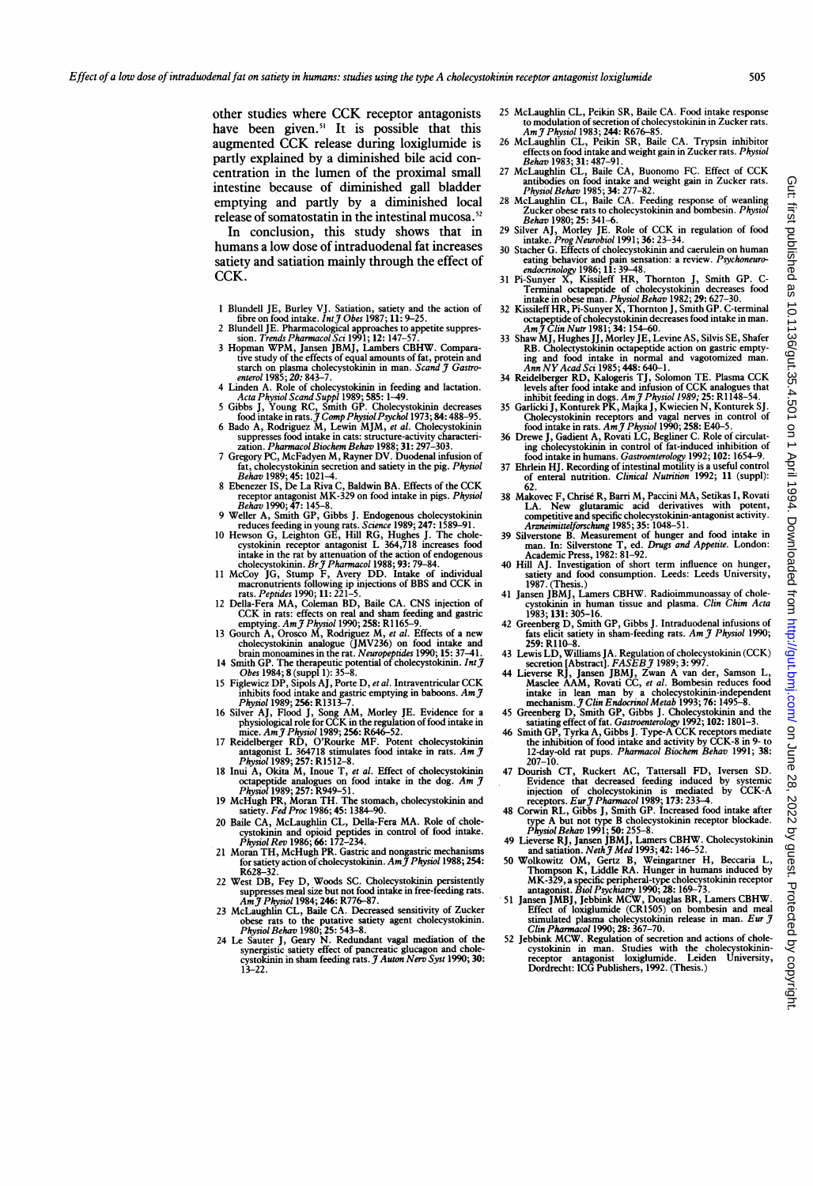other studies where CCK receptor antagonists have been given.[51] It is possible that this augmented CCK release during loxiglumide is partly explained by a diminished bile acid concentration in the lumen of the proximal small intestine because of diminished gall bladder emptying and partly by a diminished local release of somatostatin in the intestinal mucosa.[52]

In conclusion, this study shows that in humans a low dose of intraduodenal fat increases satiety and satiation mainly through the effect of CCK.

1 Blundell JE, Burley VJ. Satiation, satiety and the action of fibre on food intake. *Int J Obes* 1987; **11:** 9–25.
2 Blundell JE. Pharmacological approaches to appetite suppression. *Trends Pharmacol Sci* 1991; **12:** 147–57.
3 Hopman WPM, Jansen JBMJ, Lamers CBHW. Comparative study of the effects of equal amounts of fat, protein and starch on plasma cholecystokinin in man. *Scand J Gastroenterol* 1985; **20:** 843–7.
4 Linden A. Role of cholecystokinin in feeding and lactation. *Acta Physiol Scand Suppl* 1989; **585:** 1–49.
5 Gibbs J, Young RC, Smith GP. Cholecystokinin decreases food intake in rats. *J Comp Physiol Psychol* 1973; **84:** 488–95.
6 Bado A, Rodriguez M, Lewin MJM, *et al.* Cholecystokinin suppresses food intake in cats: structure-activity characterization. *Pharmacol Biochem Behav* 1988; **31:** 297–303.
7 Gregory PC, McFadyen M, Rayner DV. Duodenal infusion of fat, cholecystokinin secretion and satiety in the pig. *Physiol Behav* 1989; **45:** 1021–4.
8 Ebenezer IS, De La Riva C, Baldwin BA. Effects of the CCK receptor antagonist MK-329 on food intake in pigs. *Physiol Behav* 1990; **47:** 145–8.
9 Weller A, Smith GP, Gibbs J. Endogenous cholecystokinin reduces feeding in young rats. *Science* 1989; **247:** 1589–91.
10 Hewson G, Leighton GE, Hill RG, Hughes J. The cholecystokinin receptor antagonist L 364,718 increases food intake in the rat by attenuation of the action of endogenous cholecystokinin. *Br J Pharmacol* 1988; **93:** 79–84.
11 McCoy JG, Stump F, Avery DD. Intake of individual macronutrients following ip injections of BBS and CCK in rats. *Peptides* 1990; **11:** 221–5.
12 Della-Fera MA, Coleman BD, Baile CA. CNS injection of CCK in rats: effects on real and sham feeding and gastric emptying. *Am J Physiol* 1990; **258:** R1165–9.
13 Gourch A, Orosco M, Rodriguez M, *et al.* Effects of a new cholecystokinin analogue (JMV236) on food intake and brain monoamines in the rat. *Neuropeptides* 1990; **15:** 37–41.
14 Smith GP. The therapeutic potential of cholecystokinin. *Int J Obes* 1984; **8** (suppl 1): 35–8.
15 Figlewicz DP, Sipols AJ, Porte D, *et al.* Intraventricular CCK inhibits food intake and gastric emptying in baboons. *Am J Physiol* 1989; **256:** R1313–7.
16 Silver AJ, Flood J, Song AM, Morley JE. Evidence for a physiological role for CCK in the regulation of food intake in mice. *Am J Physiol* 1989; **256:** R646–52.
17 Reidelberger RD, O'Rourke MF. Potent cholecystokinin antagonist L 364718 stimulates food intake in rats. *Am J Physiol* 1989; **257:** R1512–8.
18 Inui A, Okita M, Inoue T, *et al.* Effect of cholecystokinin octapeptide analogues on food intake in the dog. *Am J Physiol* 1989; **257:** R949–51.
19 McHugh PR, Moran TH. The stomach, cholecystokinin and satiety. *Fed Proc* 1986; **45:** 1384–90.
20 Baile CA, McLaughlin CL, Della-Fera MA. Role of cholecystokinin and opioid peptides in control of food intake. *Physiol Rev* 1986; **66:** 172–234.
21 Moran TH, McHugh PR. Gastric and nongastric mechanisms for satiety action of cholecystokinin. *Am J Physiol* 1988; **254:** R628–32.
22 West DB, Fey D, Woods SC. Cholecystokinin persistently suppresses meal size but not food intake in free-feeding rats. *Am J Physiol* 1984; **246:** R776–87.
23 McLaughlin CL, Baile CA. Decreased sensitivity of Zucker obese rats to the putative satiety agent cholecystokinin. *Physiol Behav* 1980; **25:** 543–8.
24 Le Sauter J, Geary N. Redundant vagal mediation of the synergistic satiety effect of pancreatic glucagon and cholecystokinin in sham feeding rats. *J Auton Nerv Syst* 1990; **30:** 13–22.
25 McLaughlin CL, Peikin SR, Baile CA. Food intake response to modulation of secretion of cholecystokinin in Zucker rats. *Am J Physiol* 1983; **244:** R676–85.
26 McLaughlin CL, Peikin SR, Baile CA. Trypsin inhibitor effects on food intake and weight gain in Zucker rats. *Physiol Behav* 1983; **31:** 487–91.
27 McLaughlin CL, Baile CA, Buonomo FC. Effect of CCK antibodies on food intake and weight gain in Zucker rats. *Physiol Behav* 1985; **34:** 277–82.
28 McLaughlin CL, Baile CA. Feeding response of weanling Zucker obese rats to cholecystokinin and bombesin. *Physiol Behav* 1980; **25:** 341–6.
29 Silver AJ, Morley JE. Role of CCK in regulation of food intake. *Prog Neurobiol* 1991; **36:** 23–34.
30 Stacher G. Effects of cholecystokinin and caerulein on human eating behavior and pain sensation: a review. *Psychoneuroendocrinology* 1986; **11:** 39–48.
31 Pi-Sunyer X, Kissileff HR, Thornton J, Smith GP. C-Terminal octapeptide of cholecystokinin decreases food intake in obese man. *Physiol Behav* 1982; **29:** 627–30.
32 Kissileff HR, Pi-Sunyer X, Thornton J, Smith GP. C-terminal octapeptide of cholecystokinin decreases food intake in man. *Am J Clin Nutr* 1981; **34:** 154–60.
33 Shaw MJ, Hughes JJ, Morley JE, Levine AS, Silvis SE, Shafer RB. Cholecystokinin octapeptide action on gastric emptying and food intake in normal and vagotomized man. *Ann NY Acad Sci* 1985; **448:** 640–1.
34 Reidelberger RD, Kalogeris TJ, Solomon TE. Plasma CCK levels after food intake and infusion of CCK analogues that inhibit feeding in dogs. *Am J Physiol 1989;* **25:** R1148–54.
35 Garlicki J, Konturek PK, Majka J, Kwiecien N, Konturek SJ. Cholecystokinin receptors and vagal nerves in control of food intake in rats. *Am J Physiol* 1990; **258:** E40–5.
36 Drewe J, Gadient A, Rovati LC, Beglinger C. Role of circulating cholecystokinin in control of fat-induced inhibition of food intake in humans. *Gastroenterology* 1992; **102:** 1654–9.
37 Ehrlein HJ. Recording of intestinal motility is a useful control of enteral nutrition. *Clinical Nutrition* 1992; **11** (suppl): 62.
38 Makovec F, Chrisé R, Barri M, Paccini MA, Setikas I, Rovati LA. New glutaramic acid derivatives with potent, competitive and specific cholecystokinin-antagonist activity. *Arzneimittelforschung* 1985; **35:** 1048–51.
39 Silverstone B. Measurement of hunger and food intake in man. In: Silverstone T, ed. *Drugs and Appetite.* London: Academic Press, 1982: 81–92.
40 Hill AJ. Investigation of short term influence on hunger, satiety and food consumption. Leeds: Leeds University, 1987. (Thesis.)
41 Jansen JBMJ, Lamers CBHW. Radioimmunoassay of cholecystokinin in human tissue and plasma. *Clin Chim Acta* 1983; **131:** 305–16.
42 Greenberg D, Smith GP, Gibbs J. Intraduodenal infusions of fats elicit satiety in sham-feeding rats. *Am J Physiol* 1990; **259:** R110–8.
43 Lewis LD, Williams JA. Regulation of cholecystokinin (CCK) secretion [Abstract]. *FASEB J* 1989; **3:** 997.
44 Lieverse RJ, Jansen JBMJ, Zwan A van der, Samson L, Masclee AAM, Rovati CC, *et al.* Bombesin reduces food intake in lean man by a cholecystokinin-independent mechanism. *J Clin Endocrinol Metab* 1993; **76:** 1495–8.
45 Greenberg D, Smith GP, Gibbs J. Cholecystokinin and the satiating effect of fat. *Gastroenterology* 1992; **102:** 1801–3.
46 Smith GP, Tyrka A, Gibbs J. Type-A CCK receptors mediate the inhibition of food intake and activity by CCK-8 in 9- to 12-day-old rat pups. *Pharmacol Biochem Behav* 1991; **38:** 207–10.
47 Dourish CT, Ruckert AC, Tattersall FD, Iversen SD. Evidence that decreased feeding induced by systemic injection of cholecystokinin is mediated by CCK-A receptors. *Eur J Pharmacol* 1989; **173:** 233–4.
48 Corwin RL, Gibbs J, Smith GP. Increased food intake after type A but not type B cholecystokinin receptor blockade. *Physiol Behav* 1991; **50:** 255–8.
49 Lieverse RJ, Jansen JBMJ, Lamers CBHW. Cholecystokinin and satiation. *Neth J Med* 1993; **42:** 146–52.
50 Wolkowitz OM, Gertz B, Weingartner H, Beccaria L, Thompson K, Liddle RA. Hunger in humans induced by MK-329, a specific peripheral-type cholecystokinin receptor antagonist. *Biol Psychiatry* 1990; **28:** 169–73.
51 Jansen JBMJ, Jebbink MCW, Douglas BR, Lamers CBHW. Effect of loxiglumide (CR1505) on bombesin and meal stimulated plasma cholecystokinin release in man. *Eur J Clin Pharmacol* 1990; **28:** 367–70.
52 Jebbink MCW. Regulation of secretion and actions of cholecystokinin in man. Studies with the cholecystokinin-receptor antagonist loxiglumide. Leiden University, Dordrecht: ICG Publishers, 1992. (Thesis.)